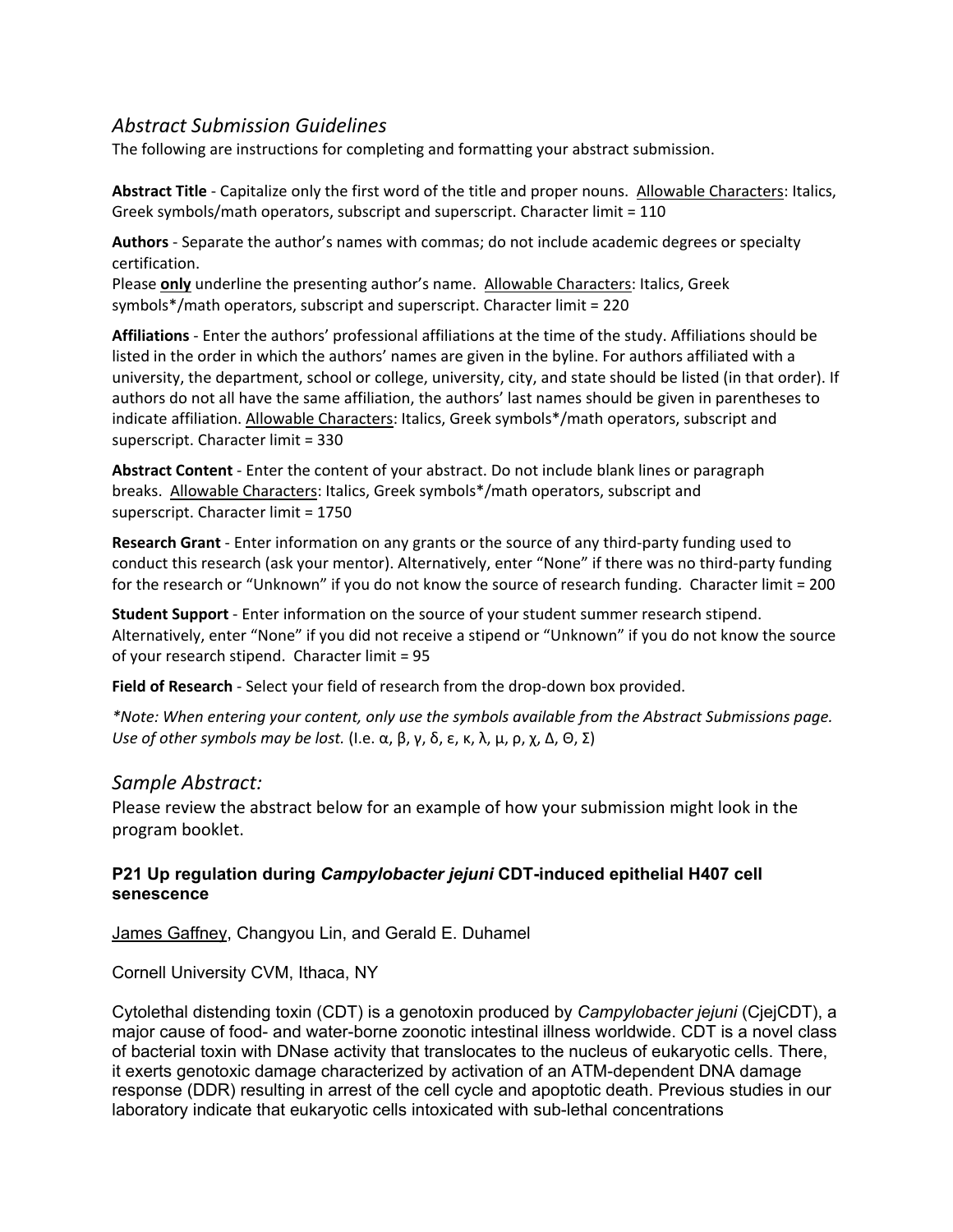## *Abstract Submission Guidelines*

The following are instructions for completing and formatting your abstract submission.

**Abstract Title** - Capitalize only the first word of the title and proper nouns. <u>Allowable Characters</u>: Italics, Greek symbols/math operators, subscript and superscript. Character limit = 110

**Authors** - Separate the author's names with commas; do not include academic degrees or specialty certification.
Please <u>**only**</u> underline the presenting author's name. <u>Allowable Characters</u>: Italics, Greek symbols*/math operators, subscript and superscript. Character limit = 220

**Affiliations** - Enter the authors' professional affiliations at the time of the study. Affiliations should be listed in the order in which the authors' names are given in the byline. For authors affiliated with a university, the department, school or college, university, city, and state should be listed (in that order). If authors do not all have the same affiliation, the authors' last names should be given in parentheses to indicate affiliation. <u>Allowable Characters</u>: Italics, Greek symbols*/math operators, subscript and superscript. Character limit = 330

**Abstract Content** - Enter the content of your abstract. Do not include blank lines or paragraph breaks. <u>Allowable Characters</u>: Italics, Greek symbols*/math operators, subscript and superscript. Character limit = 1750

**Research Grant** - Enter information on any grants or the source of any third-party funding used to conduct this research (ask your mentor). Alternatively, enter "None" if there was no third-party funding for the research or "Unknown" if you do not know the source of research funding. Character limit = 200

**Student Support** - Enter information on the source of your student summer research stipend. Alternatively, enter "None" if you did not receive a stipend or "Unknown" if you do not know the source of your research stipend. Character limit = 95

**Field of Research** - Select your field of research from the drop-down box provided.

*\*Note: When entering your content, only use the symbols available from the Abstract Submissions page. Use of other symbols may be lost.* (I.e. α, β, γ, δ, ε, κ, λ, μ, ρ, χ, Δ, Θ, Σ)

## *Sample Abstract:*

Please review the abstract below for an example of how your submission might look in the program booklet.

**P21 Up regulation during *Campylobacter jejuni* CDT-induced epithelial H407 cell senescence**

<u>James Gaffney</u>, Changyou Lin, and Gerald E. Duhamel

Cornell University CVM, Ithaca, NY

Cytolethal distending toxin (CDT) is a genotoxin produced by *Campylobacter jejuni* (CjejCDT), a major cause of food- and water-borne zoonotic intestinal illness worldwide. CDT is a novel class of bacterial toxin with DNase activity that translocates to the nucleus of eukaryotic cells. There, it exerts genotoxic damage characterized by activation of an ATM-dependent DNA damage response (DDR) resulting in arrest of the cell cycle and apoptotic death. Previous studies in our laboratory indicate that eukaryotic cells intoxicated with sub-lethal concentrations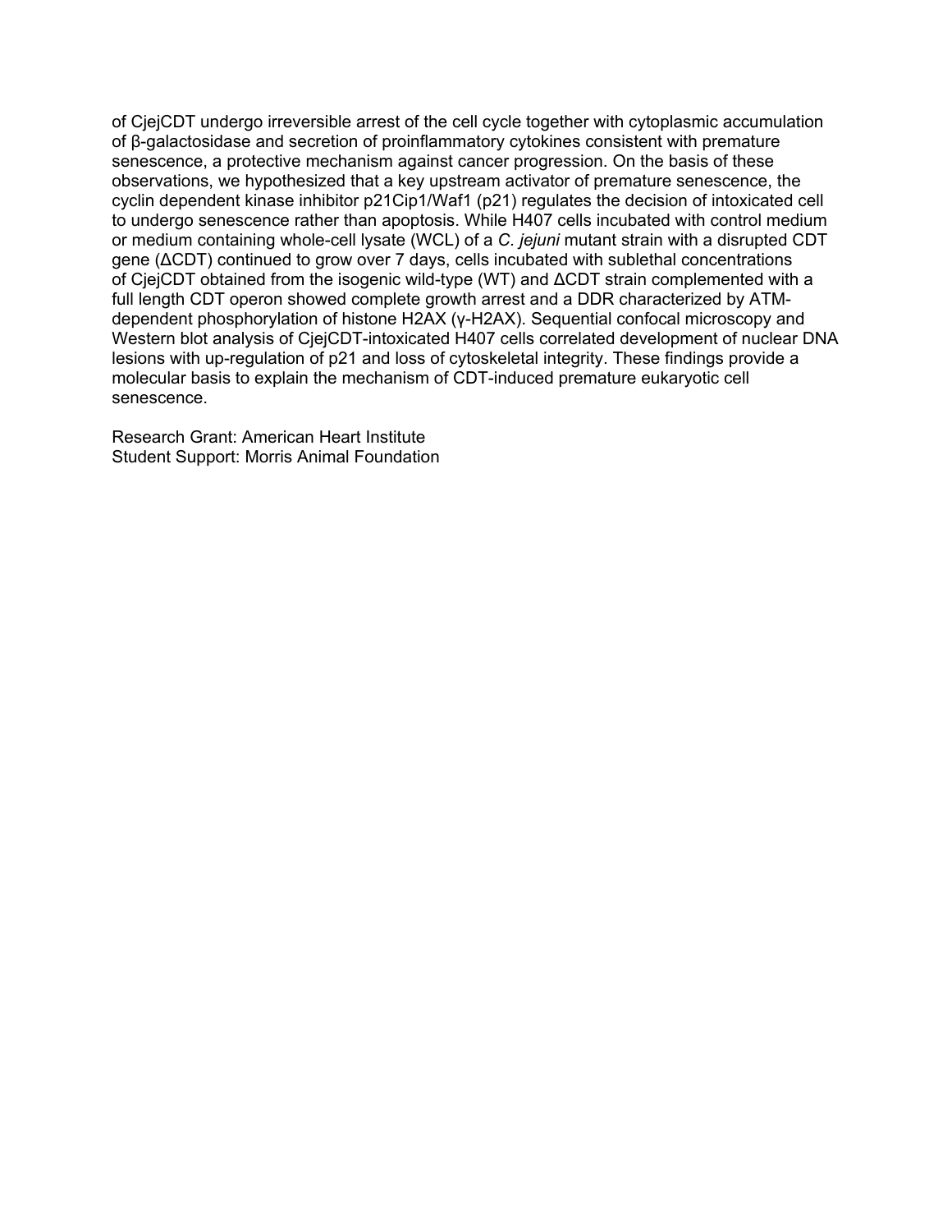of CjejCDT undergo irreversible arrest of the cell cycle together with cytoplasmic accumulation of β-galactosidase and secretion of proinflammatory cytokines consistent with premature senescence, a protective mechanism against cancer progression. On the basis of these observations, we hypothesized that a key upstream activator of premature senescence, the cyclin dependent kinase inhibitor p21Cip1/Waf1 (p21) regulates the decision of intoxicated cell to undergo senescence rather than apoptosis. While H407 cells incubated with control medium or medium containing whole-cell lysate (WCL) of a *C. jejuni* mutant strain with a disrupted CDT gene (ΔCDT) continued to grow over 7 days, cells incubated with sublethal concentrations of CjejCDT obtained from the isogenic wild-type (WT) and ΔCDT strain complemented with a full length CDT operon showed complete growth arrest and a DDR characterized by ATM-dependent phosphorylation of histone H2AX (γ-H2AX). Sequential confocal microscopy and Western blot analysis of CjejCDT-intoxicated H407 cells correlated development of nuclear DNA lesions with up-regulation of p21 and loss of cytoskeletal integrity. These findings provide a molecular basis to explain the mechanism of CDT-induced premature eukaryotic cell senescence.

Research Grant: American Heart Institute
Student Support: Morris Animal Foundation